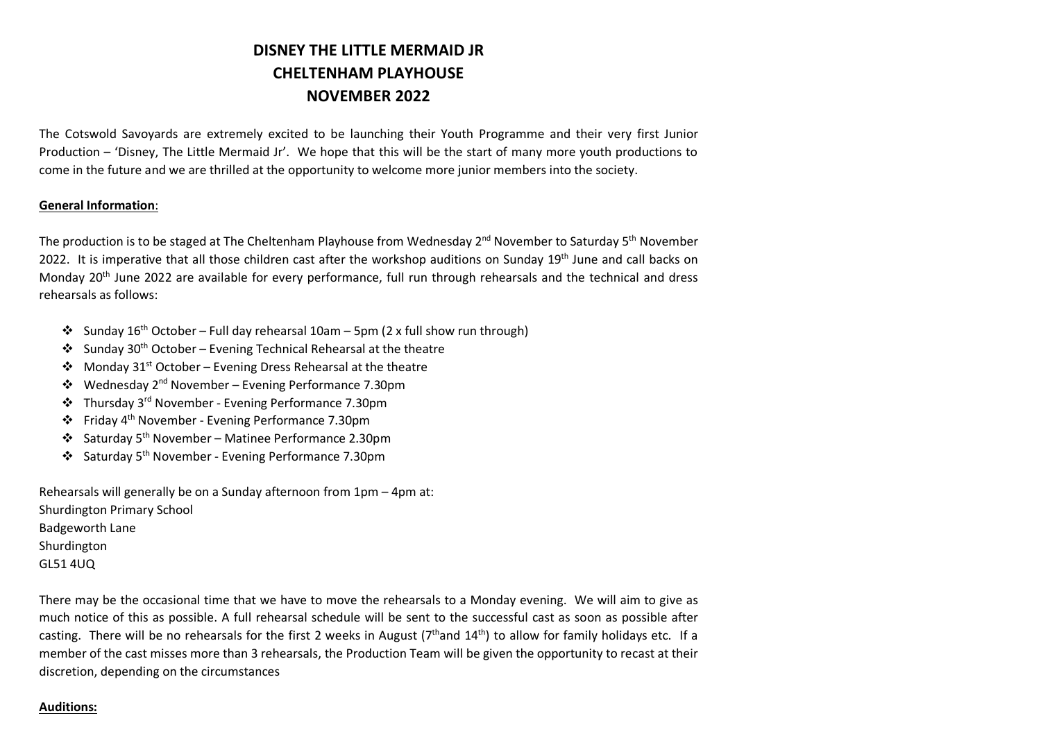# DISNEY THE LITTLE MERMAID JR
# CHELTENHAM PLAYHOUSE
# NOVEMBER 2022

The Cotswold Savoyards are extremely excited to be launching their Youth Programme and their very first Junior Production – 'Disney, The Little Mermaid Jr'. We hope that this will be the start of many more youth productions to come in the future and we are thrilled at the opportunity to welcome more junior members into the society.

**General Information**:

The production is to be staged at The Cheltenham Playhouse from Wednesday 2nd November to Saturday 5th November 2022. It is imperative that all those children cast after the workshop auditions on Sunday 19th June and call backs on Monday 20th June 2022 are available for every performance, full run through rehearsals and the technical and dress rehearsals as follows:

- Sunday 16th October – Full day rehearsal 10am – 5pm (2 x full show run through)
- Sunday 30th October – Evening Technical Rehearsal at the theatre
- Monday 31st October – Evening Dress Rehearsal at the theatre
- Wednesday 2nd November – Evening Performance 7.30pm
- Thursday 3rd November - Evening Performance 7.30pm
- Friday 4th November - Evening Performance 7.30pm
- Saturday 5th November – Matinee Performance 2.30pm
- Saturday 5th November - Evening Performance 7.30pm

Rehearsals will generally be on a Sunday afternoon from 1pm – 4pm at:
Shurdington Primary School
Badgeworth Lane
Shurdington
GL51 4UQ

There may be the occasional time that we have to move the rehearsals to a Monday evening. We will aim to give as much notice of this as possible. A full rehearsal schedule will be sent to the successful cast as soon as possible after casting. There will be no rehearsals for the first 2 weeks in August (7th and 14th) to allow for family holidays etc. If a member of the cast misses more than 3 rehearsals, the Production Team will be given the opportunity to recast at their discretion, depending on the circumstances

**Auditions:**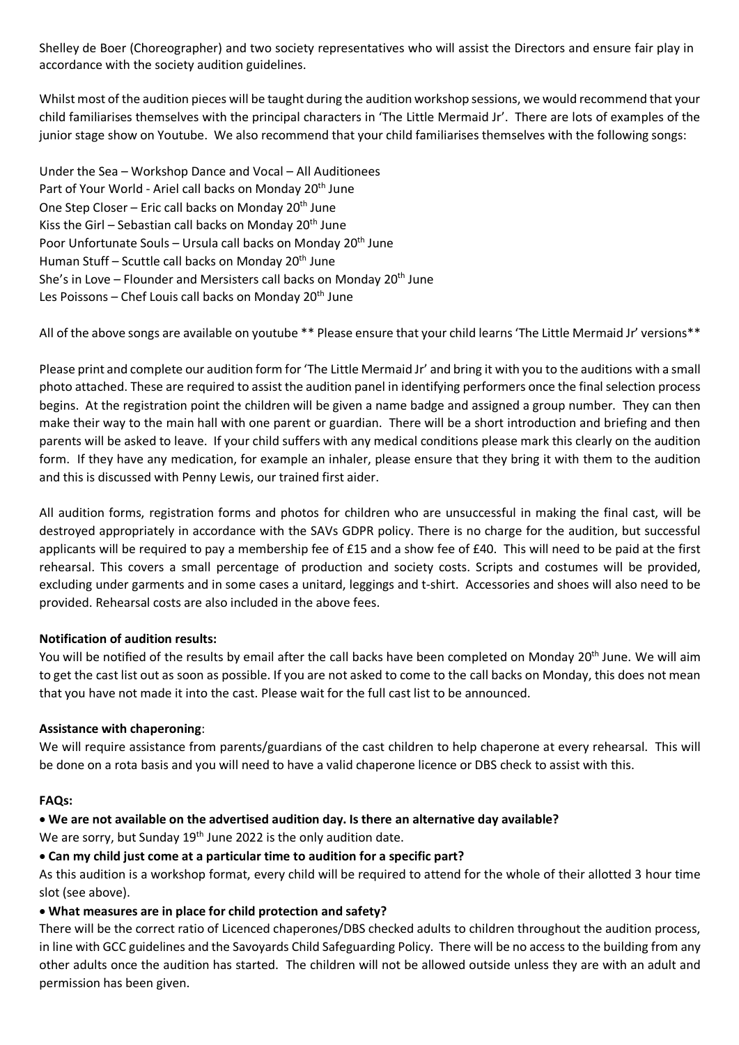Shelley de Boer (Choreographer) and two society representatives who will assist the Directors and ensure fair play in accordance with the society audition guidelines.

Whilst most of the audition pieces will be taught during the audition workshop sessions, we would recommend that your child familiarises themselves with the principal characters in 'The Little Mermaid Jr'. There are lots of examples of the junior stage show on Youtube. We also recommend that your child familiarises themselves with the following songs:

Under the Sea – Workshop Dance and Vocal – All Auditionees
Part of Your World - Ariel call backs on Monday 20th June
One Step Closer – Eric call backs on Monday 20th June
Kiss the Girl – Sebastian call backs on Monday 20th June
Poor Unfortunate Souls – Ursula call backs on Monday 20th June
Human Stuff – Scuttle call backs on Monday 20th June
She's in Love – Flounder and Mersisters call backs on Monday 20th June
Les Poissons – Chef Louis call backs on Monday 20th June

All of the above songs are available on youtube ** Please ensure that your child learns 'The Little Mermaid Jr' versions**

Please print and complete our audition form for 'The Little Mermaid Jr' and bring it with you to the auditions with a small photo attached. These are required to assist the audition panel in identifying performers once the final selection process begins. At the registration point the children will be given a name badge and assigned a group number. They can then make their way to the main hall with one parent or guardian. There will be a short introduction and briefing and then parents will be asked to leave. If your child suffers with any medical conditions please mark this clearly on the audition form. If they have any medication, for example an inhaler, please ensure that they bring it with them to the audition and this is discussed with Penny Lewis, our trained first aider.

All audition forms, registration forms and photos for children who are unsuccessful in making the final cast, will be destroyed appropriately in accordance with the SAVs GDPR policy. There is no charge for the audition, but successful applicants will be required to pay a membership fee of £15 and a show fee of £40. This will need to be paid at the first rehearsal. This covers a small percentage of production and society costs. Scripts and costumes will be provided, excluding under garments and in some cases a unitard, leggings and t-shirt. Accessories and shoes will also need to be provided. Rehearsal costs are also included in the above fees.

**Notification of audition results:**

You will be notified of the results by email after the call backs have been completed on Monday 20th June. We will aim to get the cast list out as soon as possible. If you are not asked to come to the call backs on Monday, this does not mean that you have not made it into the cast. Please wait for the full cast list to be announced.

**Assistance with chaperoning**:

We will require assistance from parents/guardians of the cast children to help chaperone at every rehearsal. This will be done on a rota basis and you will need to have a valid chaperone licence or DBS check to assist with this.

**FAQs:**

- **We are not available on the advertised audition day. Is there an alternative day available?**

We are sorry, but Sunday 19th June 2022 is the only audition date.

- **Can my child just come at a particular time to audition for a specific part?**

As this audition is a workshop format, every child will be required to attend for the whole of their allotted 3 hour time slot (see above).

- **What measures are in place for child protection and safety?**

There will be the correct ratio of Licenced chaperones/DBS checked adults to children throughout the audition process, in line with GCC guidelines and the Savoyards Child Safeguarding Policy. There will be no access to the building from any other adults once the audition has started. The children will not be allowed outside unless they are with an adult and permission has been given.